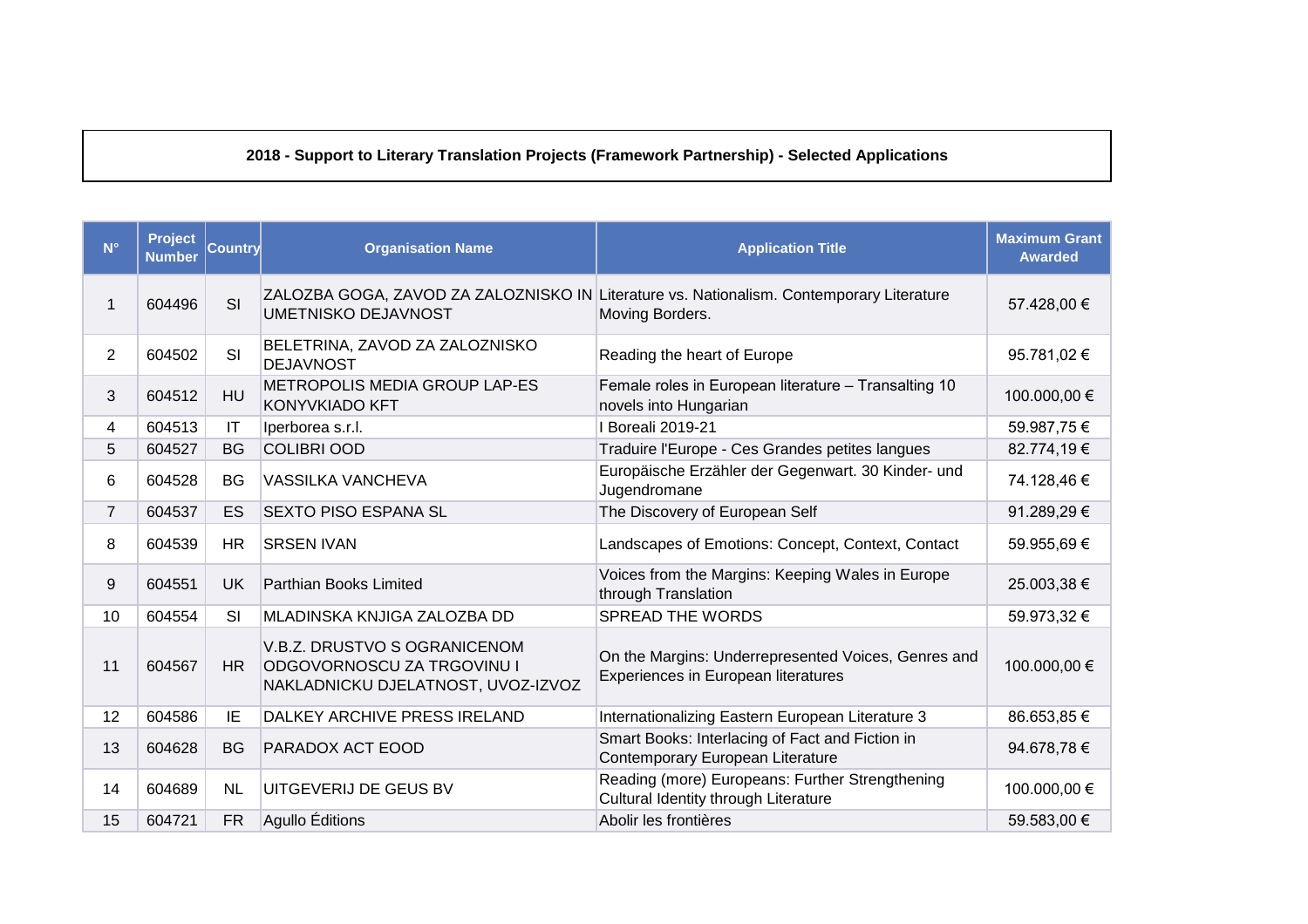## 2018 - Support to Literary Translation Projects (Framework Partnership) - Selected Applications

| N° | Project Number | Country | Organisation Name | Application Title | Maximum Grant Awarded |
|---|---|---|---|---|---|
| 1 | 604496 | SI | ZALOZBA GOGA, ZAVOD ZA ZALOZNISKO IN UMETNISKO DEJAVNOST | Literature vs. Nationalism. Contemporary Literature Moving Borders. | 57.428,00 € |
| 2 | 604502 | SI | BELETRINA, ZAVOD ZA ZALOZNISKO DEJAVNOST | Reading the heart of Europe | 95.781,02 € |
| 3 | 604512 | HU | METROPOLIS MEDIA GROUP LAP-ES KONYVKIADO KFT | Female roles in European literature – Transalting 10 novels into Hungarian | 100.000,00 € |
| 4 | 604513 | IT | Iperborea s.r.l. | I Boreali 2019-21 | 59.987,75 € |
| 5 | 604527 | BG | COLIBRI OOD | Traduire l'Europe - Ces Grandes petites langues | 82.774,19 € |
| 6 | 604528 | BG | VASSILKA VANCHEVA | Europäische Erzähler der Gegenwart. 30 Kinder- und Jugendromane | 74.128,46 € |
| 7 | 604537 | ES | SEXTO PISO ESPANA SL | The Discovery of European Self | 91.289,29 € |
| 8 | 604539 | HR | SRSEN IVAN | Landscapes of Emotions: Concept, Context, Contact | 59.955,69 € |
| 9 | 604551 | UK | Parthian Books Limited | Voices from the Margins: Keeping Wales in Europe through Translation | 25.003,38 € |
| 10 | 604554 | SI | MLADINSKA KNJIGA ZALOZBA DD | SPREAD THE WORDS | 59.973,32 € |
| 11 | 604567 | HR | V.B.Z. DRUSTVO S OGRANICENOM ODGOVORNOSCU ZA TRGOVINU I NAKLADNICKU DJELATNOST, UVOZ-IZVOZ | On the Margins: Underrepresented Voices, Genres and Experiences in European literatures | 100.000,00 € |
| 12 | 604586 | IE | DALKEY ARCHIVE PRESS IRELAND | Internationalizing Eastern European Literature 3 | 86.653,85 € |
| 13 | 604628 | BG | PARADOX ACT EOOD | Smart Books: Interlacing of Fact and Fiction in Contemporary European Literature | 94.678,78 € |
| 14 | 604689 | NL | UITGEVERIJ DE GEUS BV | Reading (more) Europeans: Further Strengthening Cultural Identity through Literature | 100.000,00 € |
| 15 | 604721 | FR | Agullo Éditions | Abolir les frontières | 59.583,00 € |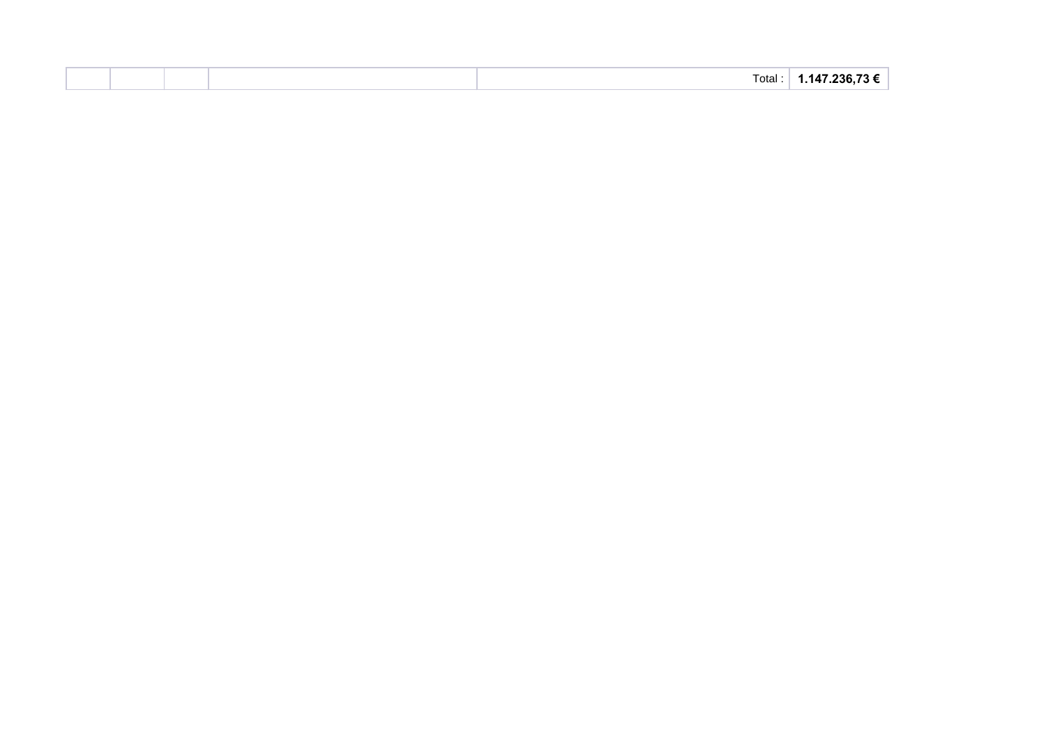| | | | | | | |
|---|---|---|---|---|---|---|
| | | | | | Total : | **1.147.236,73 €** |